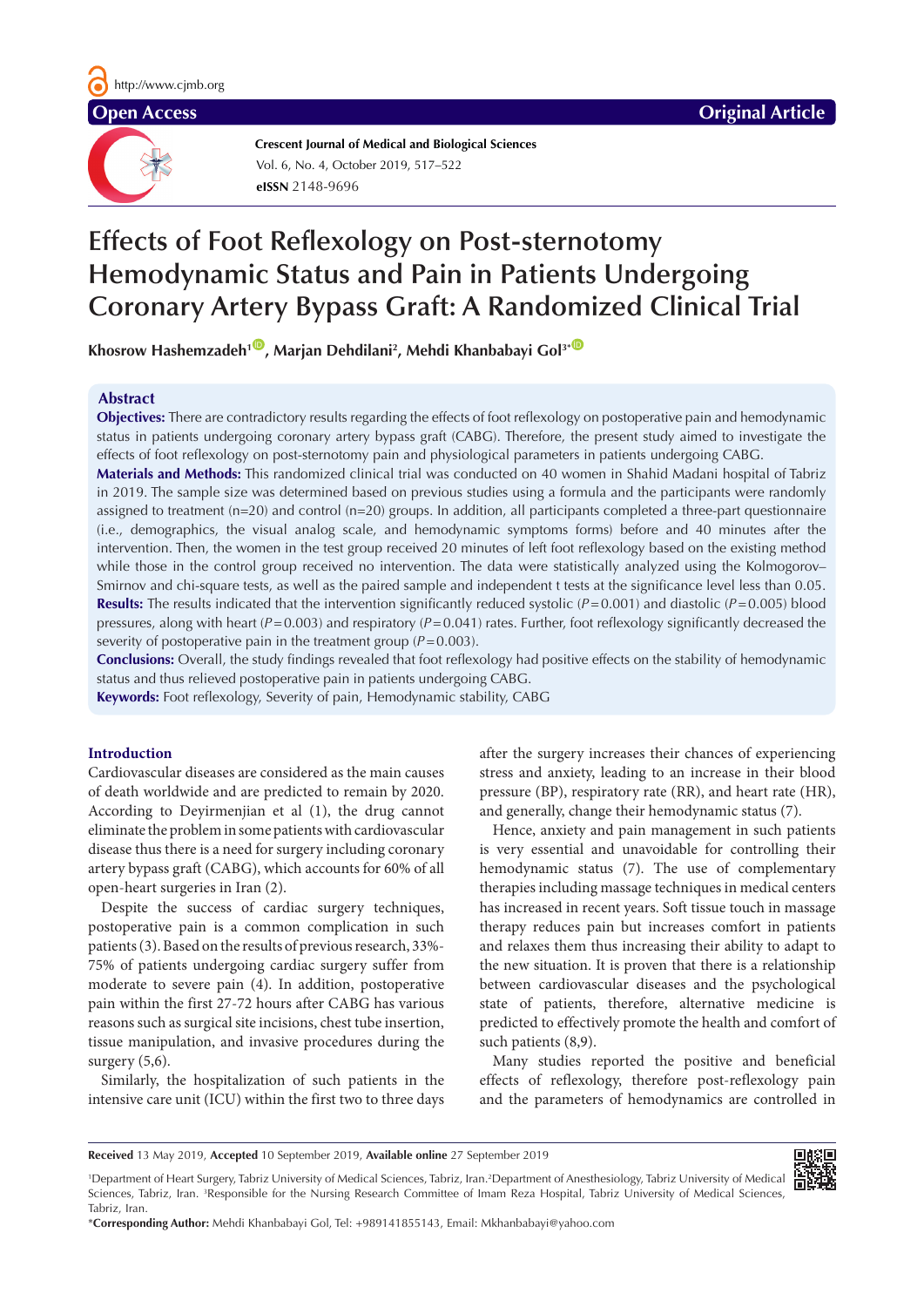Open Access

Original Article

**Crescent Journal of Medical and Biological Sciences**
Vol. 6, No. 4, October 2019, 517–522
**eISSN** 2148-9696

# Effects of Foot Reflexology on Post-sternotomy Hemodynamic Status and Pain in Patients Undergoing Coronary Artery Bypass Graft: A Randomized Clinical Trial

**Khosrow Hashemzadeh[1], Marjan Dehdilani[2], Mehdi Khanbabayi Gol[3*]**

## Abstract

**Objectives:** There are contradictory results regarding the effects of foot reflexology on postoperative pain and hemodynamic status in patients undergoing coronary artery bypass graft (CABG). Therefore, the present study aimed to investigate the effects of foot reflexology on post-sternotomy pain and physiological parameters in patients undergoing CABG.

**Materials and Methods:** This randomized clinical trial was conducted on 40 women in Shahid Madani hospital of Tabriz in 2019. The sample size was determined based on previous studies using a formula and the participants were randomly assigned to treatment (n=20) and control (n=20) groups. In addition, all participants completed a three-part questionnaire (i.e., demographics, the visual analog scale, and hemodynamic symptoms forms) before and 40 minutes after the intervention. Then, the women in the test group received 20 minutes of left foot reflexology based on the existing method while those in the control group received no intervention. The data were statistically analyzed using the Kolmogorov–Smirnov and chi-square tests, as well as the paired sample and independent t tests at the significance level less than 0.05.

**Results:** The results indicated that the intervention significantly reduced systolic (*P*=0.001) and diastolic (*P*=0.005) blood pressures, along with heart (*P*=0.003) and respiratory (*P*=0.041) rates. Further, foot reflexology significantly decreased the severity of postoperative pain in the treatment group (*P*=0.003).

**Conclusions:** Overall, the study findings revealed that foot reflexology had positive effects on the stability of hemodynamic status and thus relieved postoperative pain in patients undergoing CABG.

**Keywords:** Foot reflexology, Severity of pain, Hemodynamic stability, CABG

## Introduction

Cardiovascular diseases are considered as the main causes of death worldwide and are predicted to remain by 2020. According to Deyirmenjian et al (1), the drug cannot eliminate the problem in some patients with cardiovascular disease thus there is a need for surgery including coronary artery bypass graft (CABG), which accounts for 60% of all open-heart surgeries in Iran (2).

Despite the success of cardiac surgery techniques, postoperative pain is a common complication in such patients (3). Based on the results of previous research, 33%-75% of patients undergoing cardiac surgery suffer from moderate to severe pain (4). In addition, postoperative pain within the first 27-72 hours after CABG has various reasons such as surgical site incisions, chest tube insertion, tissue manipulation, and invasive procedures during the surgery (5,6).

Similarly, the hospitalization of such patients in the intensive care unit (ICU) within the first two to three days after the surgery increases their chances of experiencing stress and anxiety, leading to an increase in their blood pressure (BP), respiratory rate (RR), and heart rate (HR), and generally, change their hemodynamic status (7).

Hence, anxiety and pain management in such patients is very essential and unavoidable for controlling their hemodynamic status (7). The use of complementary therapies including massage techniques in medical centers has increased in recent years. Soft tissue touch in massage therapy reduces pain but increases comfort in patients and relaxes them thus increasing their ability to adapt to the new situation. It is proven that there is a relationship between cardiovascular diseases and the psychological state of patients, therefore, alternative medicine is predicted to effectively promote the health and comfort of such patients (8,9).

Many studies reported the positive and beneficial effects of reflexology, therefore post-reflexology pain and the parameters of hemodynamics are controlled in

**Received** 13 May 2019, **Accepted** 10 September 2019, **Available online** 27 September 2019

[1]Department of Heart Surgery, Tabriz University of Medical Sciences, Tabriz, Iran. [2]Department of Anesthesiology, Tabriz University of Medical Sciences, Tabriz, Iran. [3]Responsible for the Nursing Research Committee of Imam Reza Hospital, Tabriz University of Medical Sciences, Tabriz, Iran.

*__Corresponding Author:__ Mehdi Khanbabayi Gol, Tel: +989141855143, Email: Mkhanbabayi@yahoo.com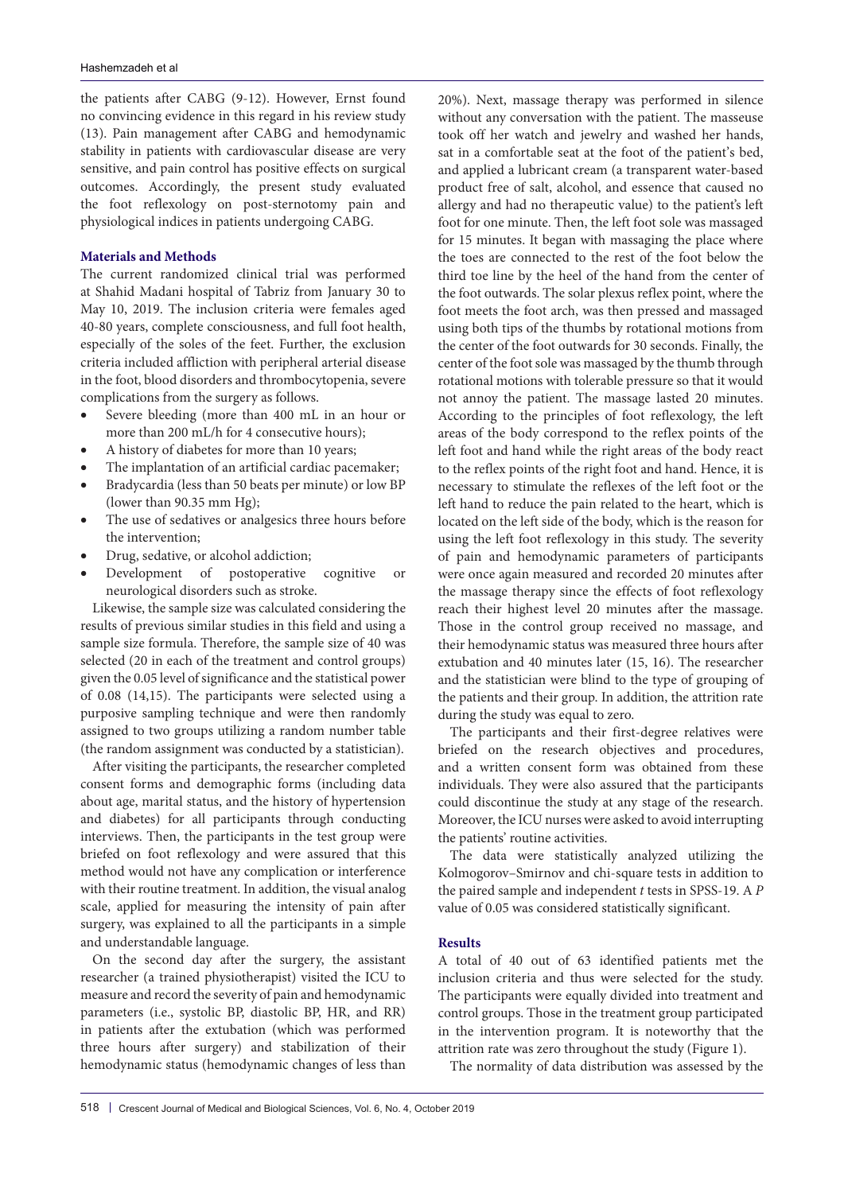the patients after CABG (9-12). However, Ernst found no convincing evidence in this regard in his review study (13). Pain management after CABG and hemodynamic stability in patients with cardiovascular disease are very sensitive, and pain control has positive effects on surgical outcomes. Accordingly, the present study evaluated the foot reflexology on post-sternotomy pain and physiological indices in patients undergoing CABG.

## Materials and Methods

The current randomized clinical trial was performed at Shahid Madani hospital of Tabriz from January 30 to May 10, 2019. The inclusion criteria were females aged 40-80 years, complete consciousness, and full foot health, especially of the soles of the feet. Further, the exclusion criteria included affliction with peripheral arterial disease in the foot, blood disorders and thrombocytopenia, severe complications from the surgery as follows.

- Severe bleeding (more than 400 mL in an hour or more than 200 mL/h for 4 consecutive hours);
- A history of diabetes for more than 10 years;
- The implantation of an artificial cardiac pacemaker;
- Bradycardia (less than 50 beats per minute) or low BP (lower than 90.35 mm Hg);
- The use of sedatives or analgesics three hours before the intervention;
- Drug, sedative, or alcohol addiction;
- Development of postoperative cognitive or neurological disorders such as stroke.

Likewise, the sample size was calculated considering the results of previous similar studies in this field and using a sample size formula. Therefore, the sample size of 40 was selected (20 in each of the treatment and control groups) given the 0.05 level of significance and the statistical power of 0.08 (14,15). The participants were selected using a purposive sampling technique and were then randomly assigned to two groups utilizing a random number table (the random assignment was conducted by a statistician).

After visiting the participants, the researcher completed consent forms and demographic forms (including data about age, marital status, and the history of hypertension and diabetes) for all participants through conducting interviews. Then, the participants in the test group were briefed on foot reflexology and were assured that this method would not have any complication or interference with their routine treatment. In addition, the visual analog scale, applied for measuring the intensity of pain after surgery, was explained to all the participants in a simple and understandable language.

On the second day after the surgery, the assistant researcher (a trained physiotherapist) visited the ICU to measure and record the severity of pain and hemodynamic parameters (i.e., systolic BP, diastolic BP, HR, and RR) in patients after the extubation (which was performed three hours after surgery) and stabilization of their hemodynamic status (hemodynamic changes of less than 20%). Next, massage therapy was performed in silence without any conversation with the patient. The masseuse took off her watch and jewelry and washed her hands, sat in a comfortable seat at the foot of the patient's bed, and applied a lubricant cream (a transparent water-based product free of salt, alcohol, and essence that caused no allergy and had no therapeutic value) to the patient's left foot for one minute. Then, the left foot sole was massaged for 15 minutes. It began with massaging the place where the toes are connected to the rest of the foot below the third toe line by the heel of the hand from the center of the foot outwards. The solar plexus reflex point, where the foot meets the foot arch, was then pressed and massaged using both tips of the thumbs by rotational motions from the center of the foot outwards for 30 seconds. Finally, the center of the foot sole was massaged by the thumb through rotational motions with tolerable pressure so that it would not annoy the patient. The massage lasted 20 minutes. According to the principles of foot reflexology, the left areas of the body correspond to the reflex points of the left foot and hand while the right areas of the body react to the reflex points of the right foot and hand. Hence, it is necessary to stimulate the reflexes of the left foot or the left hand to reduce the pain related to the heart, which is located on the left side of the body, which is the reason for using the left foot reflexology in this study. The severity of pain and hemodynamic parameters of participants were once again measured and recorded 20 minutes after the massage therapy since the effects of foot reflexology reach their highest level 20 minutes after the massage. Those in the control group received no massage, and their hemodynamic status was measured three hours after extubation and 40 minutes later (15, 16). The researcher and the statistician were blind to the type of grouping of the patients and their group. In addition, the attrition rate during the study was equal to zero.

The participants and their first-degree relatives were briefed on the research objectives and procedures, and a written consent form was obtained from these individuals. They were also assured that the participants could discontinue the study at any stage of the research. Moreover, the ICU nurses were asked to avoid interrupting the patients' routine activities.

The data were statistically analyzed utilizing the Kolmogorov–Smirnov and chi-square tests in addition to the paired sample and independent *t* tests in SPSS-19. A *P* value of 0.05 was considered statistically significant.

## Results

A total of 40 out of 63 identified patients met the inclusion criteria and thus were selected for the study. The participants were equally divided into treatment and control groups. Those in the treatment group participated in the intervention program. It is noteworthy that the attrition rate was zero throughout the study (Figure 1).

The normality of data distribution was assessed by the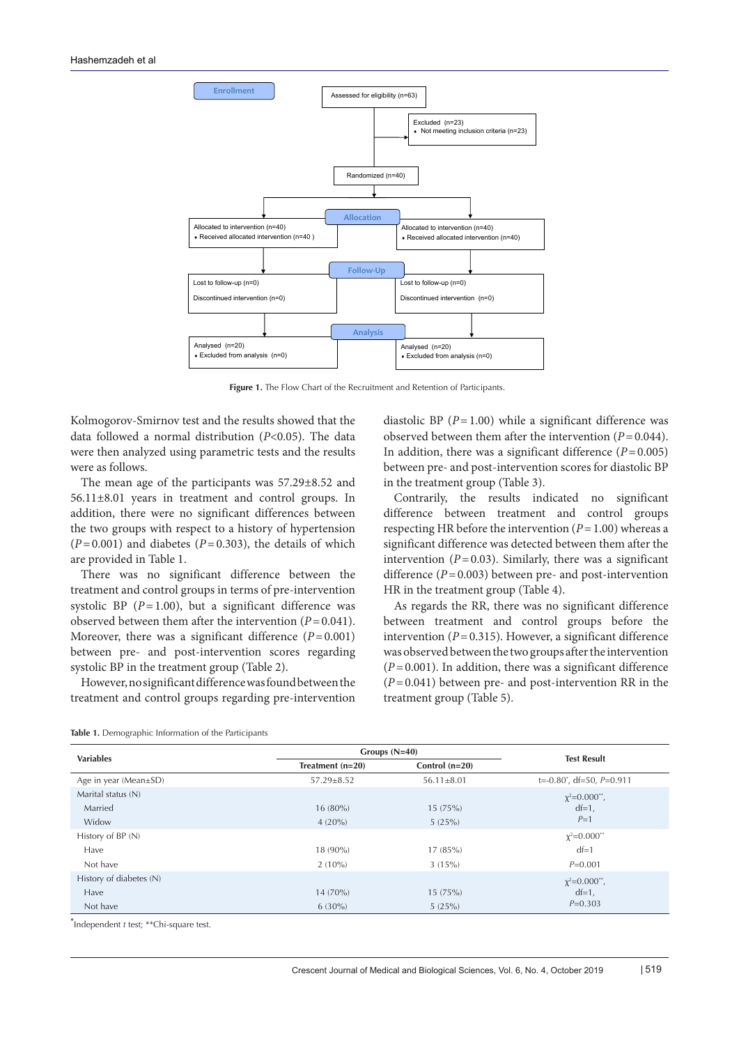Enrollment

Assessed for eligibility (n=63)

Excluded (n=23)
- Not meeting inclusion criteria (n=23)

Randomized (n=40)

Allocation

Allocated to intervention (n=40)
- Received allocated intervention (n=40 )

Allocated to intervention (n=40)
- Received allocated intervention (n=40)

Follow-Up

Lost to follow-up (n=0)

Discontinued intervention (n=0)

Lost to follow-up (n=0)

Discontinued intervention (n=0)

Analysis

Analysed (n=20)
- Excluded from analysis (n=0)

Analysed (n=20)
- Excluded from analysis (n=0)

**Figure 1.** The Flow Chart of the Recruitment and Retention of Participants.

Kolmogorov-Smirnov test and the results showed that the data followed a normal distribution ($P$<0.05). The data were then analyzed using parametric tests and the results were as follows.

The mean age of the participants was 57.29±8.52 and 56.11±8.01 years in treatment and control groups. In addition, there were no significant differences between the two groups with respect to a history of hypertension ($P$=0.001) and diabetes ($P$=0.303), the details of which are provided in Table 1.

There was no significant difference between the treatment and control groups in terms of pre-intervention systolic BP ($P$=1.00), but a significant difference was observed between them after the intervention ($P$=0.041). Moreover, there was a significant difference ($P$=0.001) between pre- and post-intervention scores regarding systolic BP in the treatment group (Table 2).

However, no significant difference was found between the treatment and control groups regarding pre-intervention diastolic BP ($P$=1.00) while a significant difference was observed between them after the intervention ($P$=0.044). In addition, there was a significant difference ($P$=0.005) between pre- and post-intervention scores for diastolic BP in the treatment group (Table 3).

Contrarily, the results indicated no significant difference between treatment and control groups respecting HR before the intervention ($P$=1.00) whereas a significant difference was detected between them after the intervention ($P$=0.03). Similarly, there was a significant difference ($P$=0.003) between pre- and post-intervention HR in the treatment group (Table 4).

As regards the RR, there was no significant difference between treatment and control groups before the intervention ($P$=0.315). However, a significant difference was observed between the two groups after the intervention ($P$=0.001). In addition, there was a significant difference ($P$=0.041) between pre- and post-intervention RR in the treatment group (Table 5).

**Table 1.** Demographic Information of the Participants

| Variables | Groups (N=40) | | Test Result |
|---|---|---|---|
| | Treatment (n=20) | Control (n=20) | |
| Age in year (Mean±SD) | 57.29±8.52 | 56.11±8.01 | t=-0.80*, df=50, $P$=0.911 |
| Marital status (N) | | | $\chi^2$=0.000**, df=1, $P$=1 |
| Married | 16 (80%) | 15 (75%) | |
| Widow | 4 (20%) | 5 (25%) | |
| History of BP (N) | | | $\chi^2$=0.000** df=1 $P$=0.001 |
| Have | 18 (90%) | 17 (85%) | |
| Not have | 2 (10%) | 3 (15%) | |
| History of diabetes (N) | | | $\chi^2$=0.000**, df=1, $P$=0.303 |
| Have | 14 (70%) | 15 (75%) | |
| Not have | 6 (30%) | 5 (25%) | |

*Independent $t$ test; **Chi-square test.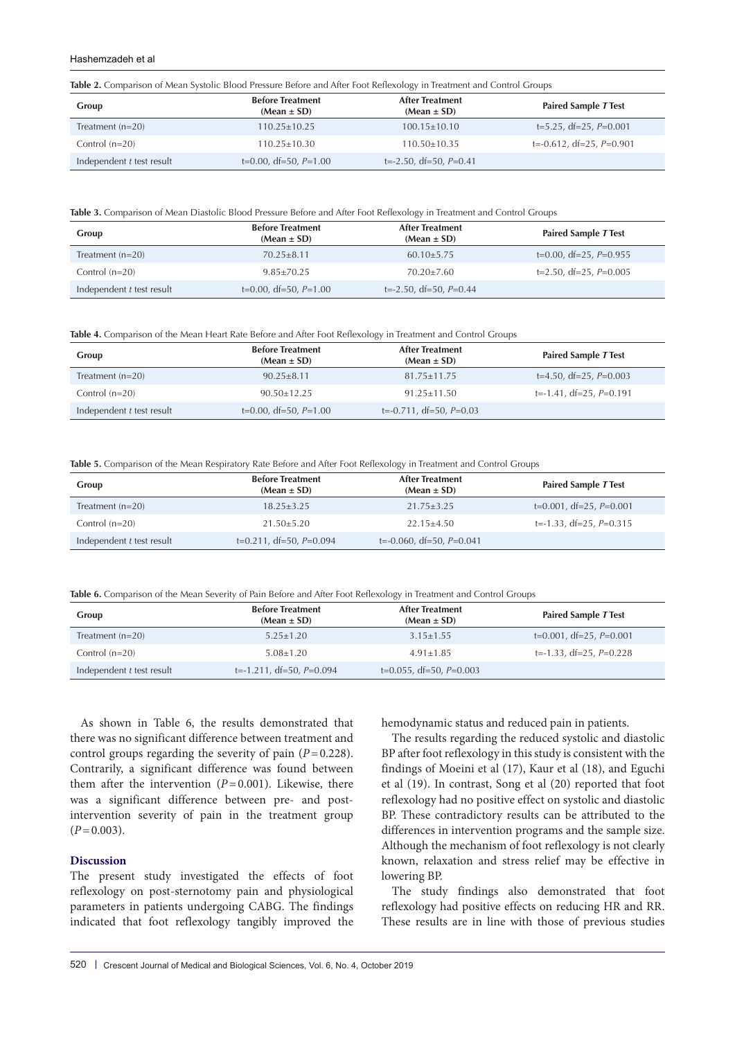**Table 2.** Comparison of Mean Systolic Blood Pressure Before and After Foot Reflexology in Treatment and Control Groups

| Group | Before Treatment (Mean ± SD) | After Treatment (Mean ± SD) | Paired Sample *T* Test |
|---|---|---|---|
| Treatment (n=20) | 110.25±10.25 | 100.15±10.10 | t=5.25, df=25, *P*=0.001 |
| Control (n=20) | 110.25±10.30 | 110.50±10.35 | t=-0.612, df=25, *P*=0.901 |
| Independent *t* test result | t=0.00, df=50, *P*=1.00 | t=-2.50, df=50, *P*=0.41 | |

**Table 3.** Comparison of Mean Diastolic Blood Pressure Before and After Foot Reflexology in Treatment and Control Groups

| Group | Before Treatment (Mean ± SD) | After Treatment (Mean ± SD) | Paired Sample *T* Test |
|---|---|---|---|
| Treatment (n=20) | 70.25±8.11 | 60.10±5.75 | t=0.00, df=25, *P*=0.955 |
| Control (n=20) | 9.85±70.25 | 70.20±7.60 | t=2.50, df=25, *P*=0.005 |
| Independent *t* test result | t=0.00, df=50, *P*=1.00 | t=-2.50, df=50, *P*=0.44 | |

**Table 4.** Comparison of the Mean Heart Rate Before and After Foot Reflexology in Treatment and Control Groups

| Group | Before Treatment (Mean ± SD) | After Treatment (Mean ± SD) | Paired Sample *T* Test |
|---|---|---|---|
| Treatment (n=20) | 90.25±8.11 | 81.75±11.75 | t=4.50, df=25, *P*=0.003 |
| Control (n=20) | 90.50±12.25 | 91.25±11.50 | t=-1.41, df=25, *P*=0.191 |
| Independent *t* test result | t=0.00, df=50, *P*=1.00 | t=-0.711, df=50, *P*=0.03 | |

**Table 5.** Comparison of the Mean Respiratory Rate Before and After Foot Reflexology in Treatment and Control Groups

| Group | Before Treatment (Mean ± SD) | After Treatment (Mean ± SD) | Paired Sample *T* Test |
|---|---|---|---|
| Treatment (n=20) | 18.25±3.25 | 21.75±3.25 | t=0.001, df=25, *P*=0.001 |
| Control (n=20) | 21.50±5.20 | 22.15±4.50 | t=-1.33, df=25, *P*=0.315 |
| Independent *t* test result | t=0.211, df=50, *P*=0.094 | t=-0.060, df=50, *P*=0.041 | |

**Table 6.** Comparison of the Mean Severity of Pain Before and After Foot Reflexology in Treatment and Control Groups

| Group | Before Treatment (Mean ± SD) | After Treatment (Mean ± SD) | Paired Sample *T* Test |
|---|---|---|---|
| Treatment (n=20) | 5.25±1.20 | 3.15±1.55 | t=0.001, df=25, *P*=0.001 |
| Control (n=20) | 5.08±1.20 | 4.91±1.85 | t=-1.33, df=25, *P*=0.228 |
| Independent *t* test result | t=-1.211, df=50, *P*=0.094 | t=0.055, df=50, *P*=0.003 | |

As shown in Table 6, the results demonstrated that there was no significant difference between treatment and control groups regarding the severity of pain ($P = 0.228$). Contrarily, a significant difference was found between them after the intervention ($P = 0.001$). Likewise, there was a significant difference between pre- and post-intervention severity of pain in the treatment group ($P = 0.003$).

## Discussion

The present study investigated the effects of foot reflexology on post-sternotomy pain and physiological parameters in patients undergoing CABG. The findings indicated that foot reflexology tangibly improved the hemodynamic status and reduced pain in patients.

The results regarding the reduced systolic and diastolic BP after foot reflexology in this study is consistent with the findings of Moeini et al (17), Kaur et al (18), and Eguchi et al (19). In contrast, Song et al (20) reported that foot reflexology had no positive effect on systolic and diastolic BP. These contradictory results can be attributed to the differences in intervention programs and the sample size. Although the mechanism of foot reflexology is not clearly known, relaxation and stress relief may be effective in lowering BP.

The study findings also demonstrated that foot reflexology had positive effects on reducing HR and RR. These results are in line with those of previous studies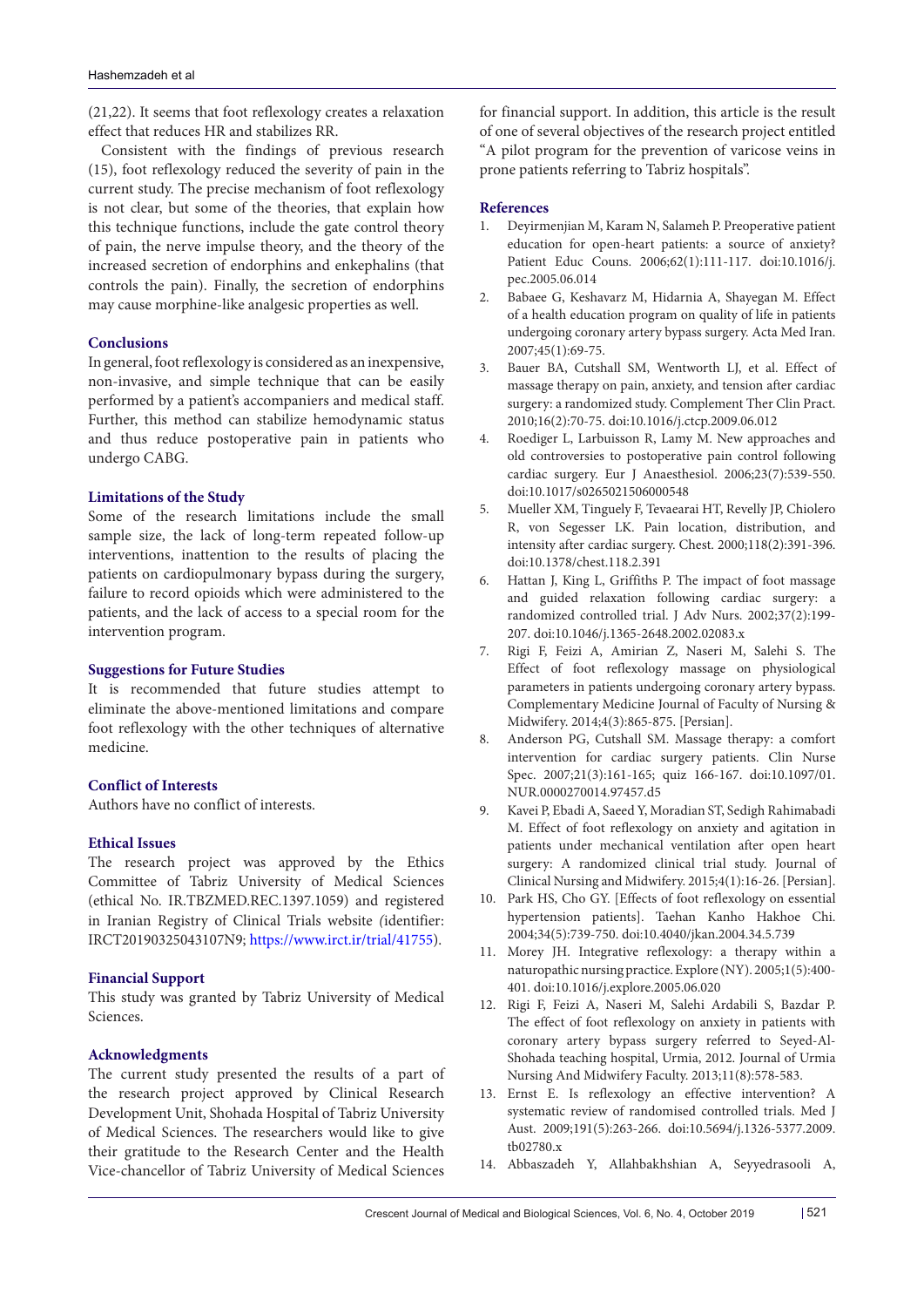(21,22). It seems that foot reflexology creates a relaxation effect that reduces HR and stabilizes RR.

Consistent with the findings of previous research (15), foot reflexology reduced the severity of pain in the current study. The precise mechanism of foot reflexology is not clear, but some of the theories, that explain how this technique functions, include the gate control theory of pain, the nerve impulse theory, and the theory of the increased secretion of endorphins and enkephalins (that controls the pain). Finally, the secretion of endorphins may cause morphine-like analgesic properties as well.

## Conclusions

In general, foot reflexology is considered as an inexpensive, non-invasive, and simple technique that can be easily performed by a patient's accompaniers and medical staff. Further, this method can stabilize hemodynamic status and thus reduce postoperative pain in patients who undergo CABG.

## Limitations of the Study

Some of the research limitations include the small sample size, the lack of long-term repeated follow-up interventions, inattention to the results of placing the patients on cardiopulmonary bypass during the surgery, failure to record opioids which were administered to the patients, and the lack of access to a special room for the intervention program.

## Suggestions for Future Studies

It is recommended that future studies attempt to eliminate the above-mentioned limitations and compare foot reflexology with the other techniques of alternative medicine.

## Conflict of Interests

Authors have no conflict of interests.

## Ethical Issues

The research project was approved by the Ethics Committee of Tabriz University of Medical Sciences (ethical No. IR.TBZMED.REC.1397.1059) and registered in Iranian Registry of Clinical Trials website (identifier: IRCT20190325043107N9; https://www.irct.ir/trial/41755).

## Financial Support

This study was granted by Tabriz University of Medical Sciences.

## Acknowledgments

The current study presented the results of a part of the research project approved by Clinical Research Development Unit, Shohada Hospital of Tabriz University of Medical Sciences. The researchers would like to give their gratitude to the Research Center and the Health Vice-chancellor of Tabriz University of Medical Sciences for financial support. In addition, this article is the result of one of several objectives of the research project entitled "A pilot program for the prevention of varicose veins in prone patients referring to Tabriz hospitals".

## References

1. Deyirmenjian M, Karam N, Salameh P. Preoperative patient education for open-heart patients: a source of anxiety? Patient Educ Couns. 2006;62(1):111-117. doi:10.1016/j.pec.2005.06.014
2. Babaee G, Keshavarz M, Hidarnia A, Shayegan M. Effect of a health education program on quality of life in patients undergoing coronary artery bypass surgery. Acta Med Iran. 2007;45(1):69-75.
3. Bauer BA, Cutshall SM, Wentworth LJ, et al. Effect of massage therapy on pain, anxiety, and tension after cardiac surgery: a randomized study. Complement Ther Clin Pract. 2010;16(2):70-75. doi:10.1016/j.ctcp.2009.06.012
4. Roediger L, Larbuisson R, Lamy M. New approaches and old controversies to postoperative pain control following cardiac surgery. Eur J Anaesthesiol. 2006;23(7):539-550. doi:10.1017/s0265021506000548
5. Mueller XM, Tinguely F, Tevaearai HT, Revelly JP, Chiolero R, von Segesser LK. Pain location, distribution, and intensity after cardiac surgery. Chest. 2000;118(2):391-396. doi:10.1378/chest.118.2.391
6. Hattan J, King L, Griffiths P. The impact of foot massage and guided relaxation following cardiac surgery: a randomized controlled trial. J Adv Nurs. 2002;37(2):199-207. doi:10.1046/j.1365-2648.2002.02083.x
7. Rigi F, Feizi A, Amirian Z, Naseri M, Salehi S. The Effect of foot reflexology massage on physiological parameters in patients undergoing coronary artery bypass. Complementary Medicine Journal of Faculty of Nursing & Midwifery. 2014;4(3):865-875. [Persian].
8. Anderson PG, Cutshall SM. Massage therapy: a comfort intervention for cardiac surgery patients. Clin Nurse Spec. 2007;21(3):161-165; quiz 166-167. doi:10.1097/01.NUR.0000270014.97457.d5
9. Kavei P, Ebadi A, Saeed Y, Moradian ST, Sedigh Rahimabadi M. Effect of foot reflexology on anxiety and agitation in patients under mechanical ventilation after open heart surgery: A randomized clinical trial study. Journal of Clinical Nursing and Midwifery. 2015;4(1):16-26. [Persian].
10. Park HS, Cho GY. [Effects of foot reflexology on essential hypertension patients]. Taehan Kanho Hakhoe Chi. 2004;34(5):739-750. doi:10.4040/jkan.2004.34.5.739
11. Morey JH. Integrative reflexology: a therapy within a naturopathic nursing practice. Explore (NY). 2005;1(5):400-401. doi:10.1016/j.explore.2005.06.020
12. Rigi F, Feizi A, Naseri M, Salehi Ardabili S, Bazdar P. The effect of foot reflexology on anxiety in patients with coronary artery bypass surgery referred to Seyed-Al-Shohada teaching hospital, Urmia, 2012. Journal of Urmia Nursing And Midwifery Faculty. 2013;11(8):578-583.
13. Ernst E. Is reflexology an effective intervention? A systematic review of randomised controlled trials. Med J Aust. 2009;191(5):263-266. doi:10.5694/j.1326-5377.2009.tb02780.x
14. Abbaszadeh Y, Allahbakhshian A, Seyyedrasooli A,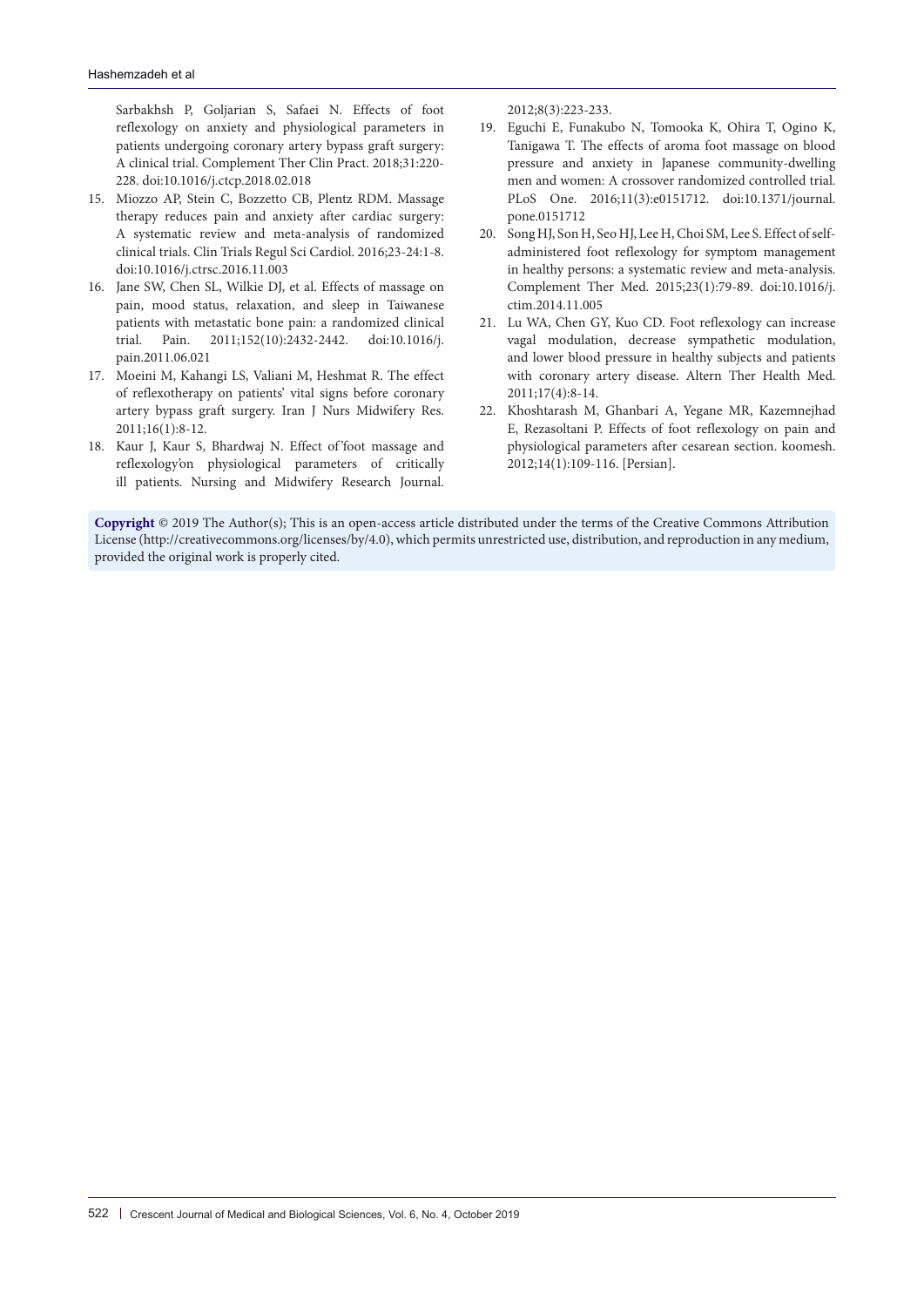Sarbakhsh P, Goljarian S, Safaei N. Effects of foot reflexology on anxiety and physiological parameters in patients undergoing coronary artery bypass graft surgery: A clinical trial. Complement Ther Clin Pract. 2018;31:220-228. doi:10.1016/j.ctcp.2018.02.018

15. Miozzo AP, Stein C, Bozzetto CB, Plentz RDM. Massage therapy reduces pain and anxiety after cardiac surgery: A systematic review and meta-analysis of randomized clinical trials. Clin Trials Regul Sci Cardiol. 2016;23-24:1-8. doi:10.1016/j.ctrsc.2016.11.003
16. Jane SW, Chen SL, Wilkie DJ, et al. Effects of massage on pain, mood status, relaxation, and sleep in Taiwanese patients with metastatic bone pain: a randomized clinical trial. Pain. 2011;152(10):2432-2442. doi:10.1016/j.pain.2011.06.021
17. Moeini M, Kahangi LS, Valiani M, Heshmat R. The effect of reflexotherapy on patients' vital signs before coronary artery bypass graft surgery. Iran J Nurs Midwifery Res. 2011;16(1):8-12.
18. Kaur J, Kaur S, Bhardwaj N. Effect of 'foot massage and reflexology'on physiological parameters of critically ill patients. Nursing and Midwifery Research Journal. 2012;8(3):223-233.
19. Eguchi E, Funakubo N, Tomooka K, Ohira T, Ogino K, Tanigawa T. The effects of aroma foot massage on blood pressure and anxiety in Japanese community-dwelling men and women: A crossover randomized controlled trial. PLoS One. 2016;11(3):e0151712. doi:10.1371/journal.pone.0151712
20. Song HJ, Son H, Seo HJ, Lee H, Choi SM, Lee S. Effect of self-administered foot reflexology for symptom management in healthy persons: a systematic review and meta-analysis. Complement Ther Med. 2015;23(1):79-89. doi:10.1016/j.ctim.2014.11.005
21. Lu WA, Chen GY, Kuo CD. Foot reflexology can increase vagal modulation, decrease sympathetic modulation, and lower blood pressure in healthy subjects and patients with coronary artery disease. Altern Ther Health Med. 2011;17(4):8-14.
22. Khoshtarash M, Ghanbari A, Yegane MR, Kazemnejhad E, Rezasoltani P. Effects of foot reflexology on pain and physiological parameters after cesarean section. koomesh. 2012;14(1):109-116. [Persian].

**Copyright** © 2019 The Author(s); This is an open-access article distributed under the terms of the Creative Commons Attribution License (http://creativecommons.org/licenses/by/4.0), which permits unrestricted use, distribution, and reproduction in any medium, provided the original work is properly cited.